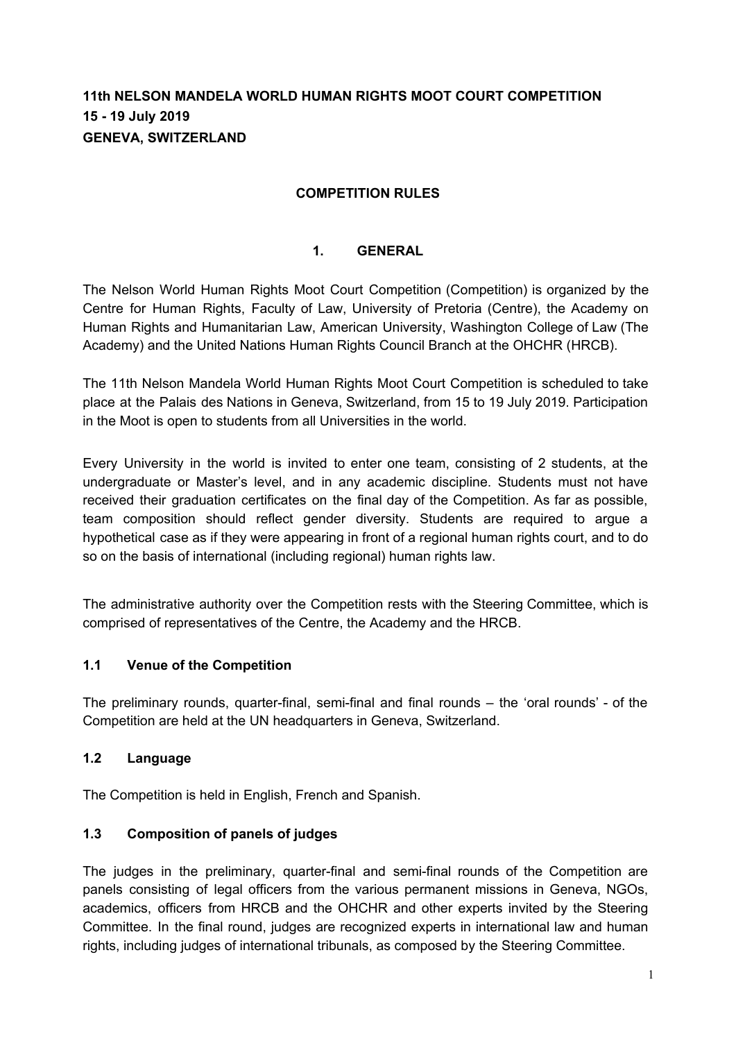# 11th NELSON MANDELA WORLD HUMAN RIGHTS MOOT COURT COMPETITION
# 15 - 19 July 2019
# GENEVA, SWITZERLAND

## COMPETITION RULES

## 1. GENERAL

The Nelson World Human Rights Moot Court Competition (Competition) is organized by the Centre for Human Rights, Faculty of Law, University of Pretoria (Centre), the Academy on Human Rights and Humanitarian Law, American University, Washington College of Law (The Academy) and the United Nations Human Rights Council Branch at the OHCHR (HRCB).

The 11th Nelson Mandela World Human Rights Moot Court Competition is scheduled to take place at the Palais des Nations in Geneva, Switzerland, from 15 to 19 July 2019. Participation in the Moot is open to students from all Universities in the world.

Every University in the world is invited to enter one team, consisting of 2 students, at the undergraduate or Master's level, and in any academic discipline. Students must not have received their graduation certificates on the final day of the Competition. As far as possible, team composition should reflect gender diversity. Students are required to argue a hypothetical case as if they were appearing in front of a regional human rights court, and to do so on the basis of international (including regional) human rights law.

The administrative authority over the Competition rests with the Steering Committee, which is comprised of representatives of the Centre, the Academy and the HRCB.

### 1.1 Venue of the Competition

The preliminary rounds, quarter-final, semi-final and final rounds – the 'oral rounds' - of the Competition are held at the UN headquarters in Geneva, Switzerland.

### 1.2 Language

The Competition is held in English, French and Spanish.

### 1.3 Composition of panels of judges

The judges in the preliminary, quarter-final and semi-final rounds of the Competition are panels consisting of legal officers from the various permanent missions in Geneva, NGOs, academics, officers from HRCB and the OHCHR and other experts invited by the Steering Committee. In the final round, judges are recognized experts in international law and human rights, including judges of international tribunals, as composed by the Steering Committee.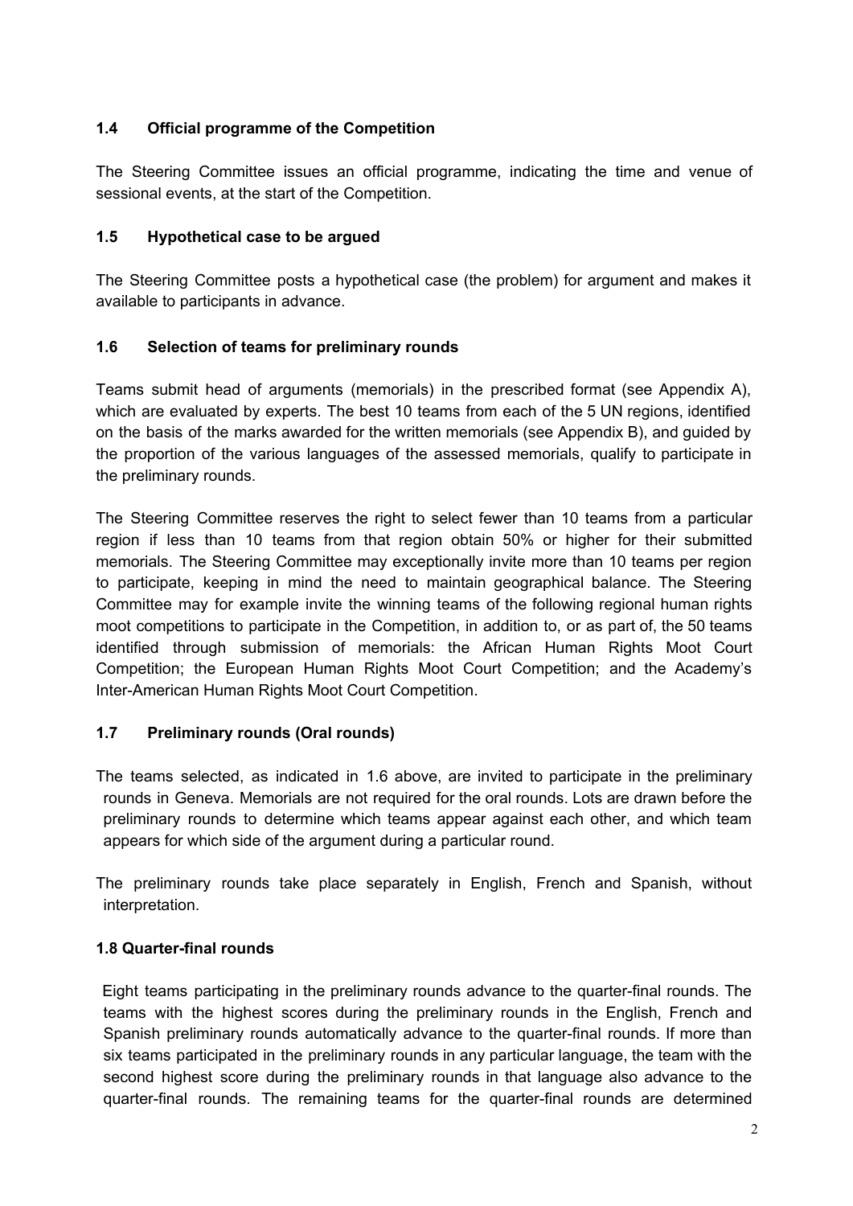### 1.4 Official programme of the Competition

The Steering Committee issues an official programme, indicating the time and venue of sessional events, at the start of the Competition.

### 1.5 Hypothetical case to be argued

The Steering Committee posts a hypothetical case (the problem) for argument and makes it available to participants in advance.

### 1.6 Selection of teams for preliminary rounds

Teams submit head of arguments (memorials) in the prescribed format (see Appendix A), which are evaluated by experts. The best 10 teams from each of the 5 UN regions, identified on the basis of the marks awarded for the written memorials (see Appendix B), and guided by the proportion of the various languages of the assessed memorials, qualify to participate in the preliminary rounds.

The Steering Committee reserves the right to select fewer than 10 teams from a particular region if less than 10 teams from that region obtain 50% or higher for their submitted memorials. The Steering Committee may exceptionally invite more than 10 teams per region to participate, keeping in mind the need to maintain geographical balance. The Steering Committee may for example invite the winning teams of the following regional human rights moot competitions to participate in the Competition, in addition to, or as part of, the 50 teams identified through submission of memorials: the African Human Rights Moot Court Competition; the European Human Rights Moot Court Competition; and the Academy's Inter-American Human Rights Moot Court Competition.

### 1.7 Preliminary rounds (Oral rounds)

The teams selected, as indicated in 1.6 above, are invited to participate in the preliminary rounds in Geneva. Memorials are not required for the oral rounds. Lots are drawn before the preliminary rounds to determine which teams appear against each other, and which team appears for which side of the argument during a particular round.

The preliminary rounds take place separately in English, French and Spanish, without interpretation.

### 1.8 Quarter-final rounds

Eight teams participating in the preliminary rounds advance to the quarter-final rounds. The teams with the highest scores during the preliminary rounds in the English, French and Spanish preliminary rounds automatically advance to the quarter-final rounds. If more than six teams participated in the preliminary rounds in any particular language, the team with the second highest score during the preliminary rounds in that language also advance to the quarter-final rounds. The remaining teams for the quarter-final rounds are determined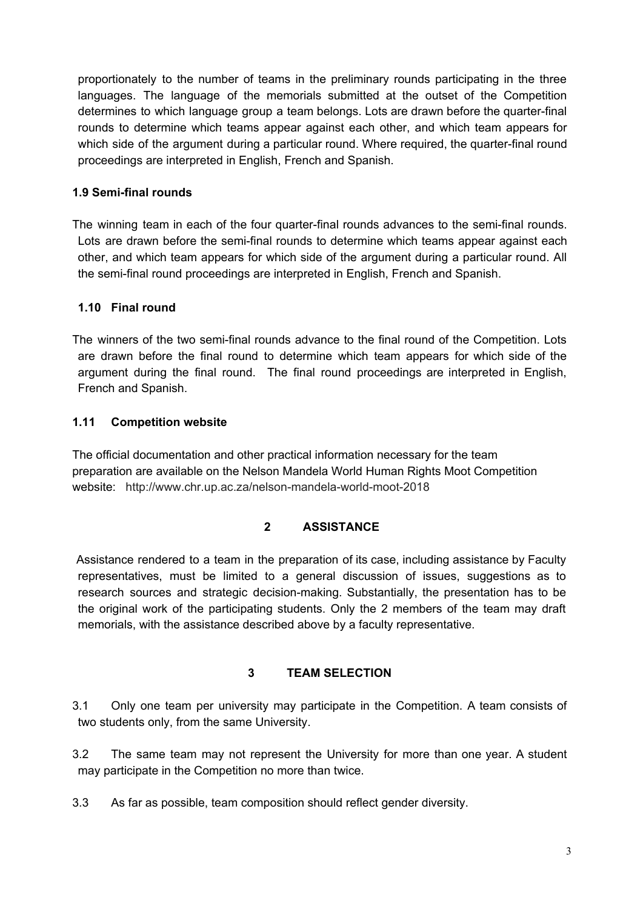proportionately to the number of teams in the preliminary rounds participating in the three languages. The language of the memorials submitted at the outset of the Competition determines to which language group a team belongs. Lots are drawn before the quarter-final rounds to determine which teams appear against each other, and which team appears for which side of the argument during a particular round. Where required, the quarter-final round proceedings are interpreted in English, French and Spanish.

### 1.9 Semi-final rounds

The winning team in each of the four quarter-final rounds advances to the semi-final rounds. Lots are drawn before the semi-final rounds to determine which teams appear against each other, and which team appears for which side of the argument during a particular round. All the semi-final round proceedings are interpreted in English, French and Spanish.

### 1.10 Final round

The winners of the two semi-final rounds advance to the final round of the Competition. Lots are drawn before the final round to determine which team appears for which side of the argument during the final round. The final round proceedings are interpreted in English, French and Spanish.

### 1.11 Competition website

The official documentation and other practical information necessary for the team preparation are available on the Nelson Mandela World Human Rights Moot Competition website: http://www.chr.up.ac.za/nelson-mandela-world-moot-2018

## 2 ASSISTANCE

Assistance rendered to a team in the preparation of its case, including assistance by Faculty representatives, must be limited to a general discussion of issues, suggestions as to research sources and strategic decision-making. Substantially, the presentation has to be the original work of the participating students. Only the 2 members of the team may draft memorials, with the assistance described above by a faculty representative.

## 3 TEAM SELECTION

3.1 Only one team per university may participate in the Competition. A team consists of two students only, from the same University.

3.2 The same team may not represent the University for more than one year. A student may participate in the Competition no more than twice.

3.3 As far as possible, team composition should reflect gender diversity.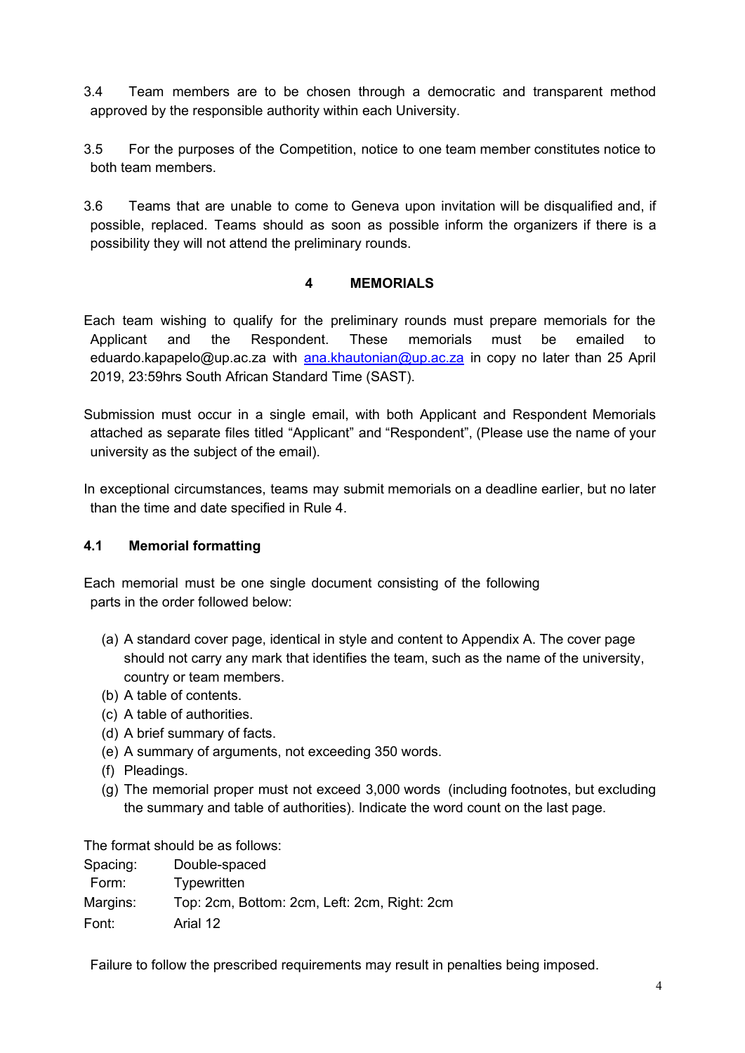3.4 Team members are to be chosen through a democratic and transparent method approved by the responsible authority within each University.

3.5 For the purposes of the Competition, notice to one team member constitutes notice to both team members.

3.6 Teams that are unable to come to Geneva upon invitation will be disqualified and, if possible, replaced. Teams should as soon as possible inform the organizers if there is a possibility they will not attend the preliminary rounds.

## 4 MEMORIALS

Each team wishing to qualify for the preliminary rounds must prepare memorials for the Applicant and the Respondent. These memorials must be emailed to eduardo.kapapelo@up.ac.za with ana.khautonian@up.ac.za in copy no later than 25 April 2019, 23:59hrs South African Standard Time (SAST).

Submission must occur in a single email, with both Applicant and Respondent Memorials attached as separate files titled "Applicant" and "Respondent", (Please use the name of your university as the subject of the email).

In exceptional circumstances, teams may submit memorials on a deadline earlier, but no later than the time and date specified in Rule 4.

### 4.1 Memorial formatting

Each memorial must be one single document consisting of the following parts in the order followed below:

(a) A standard cover page, identical in style and content to Appendix A. The cover page should not carry any mark that identifies the team, such as the name of the university, country or team members.
(b) A table of contents.
(c) A table of authorities.
(d) A brief summary of facts.
(e) A summary of arguments, not exceeding 350 words.
(f) Pleadings.
(g) The memorial proper must not exceed 3,000 words (including footnotes, but excluding the summary and table of authorities). Indicate the word count on the last page.

The format should be as follows:

| | |
|---|---|
| Spacing: | Double-spaced |
| Form: | Typewritten |
| Margins: | Top: 2cm, Bottom: 2cm, Left: 2cm, Right: 2cm |
| Font: | Arial 12 |

Failure to follow the prescribed requirements may result in penalties being imposed.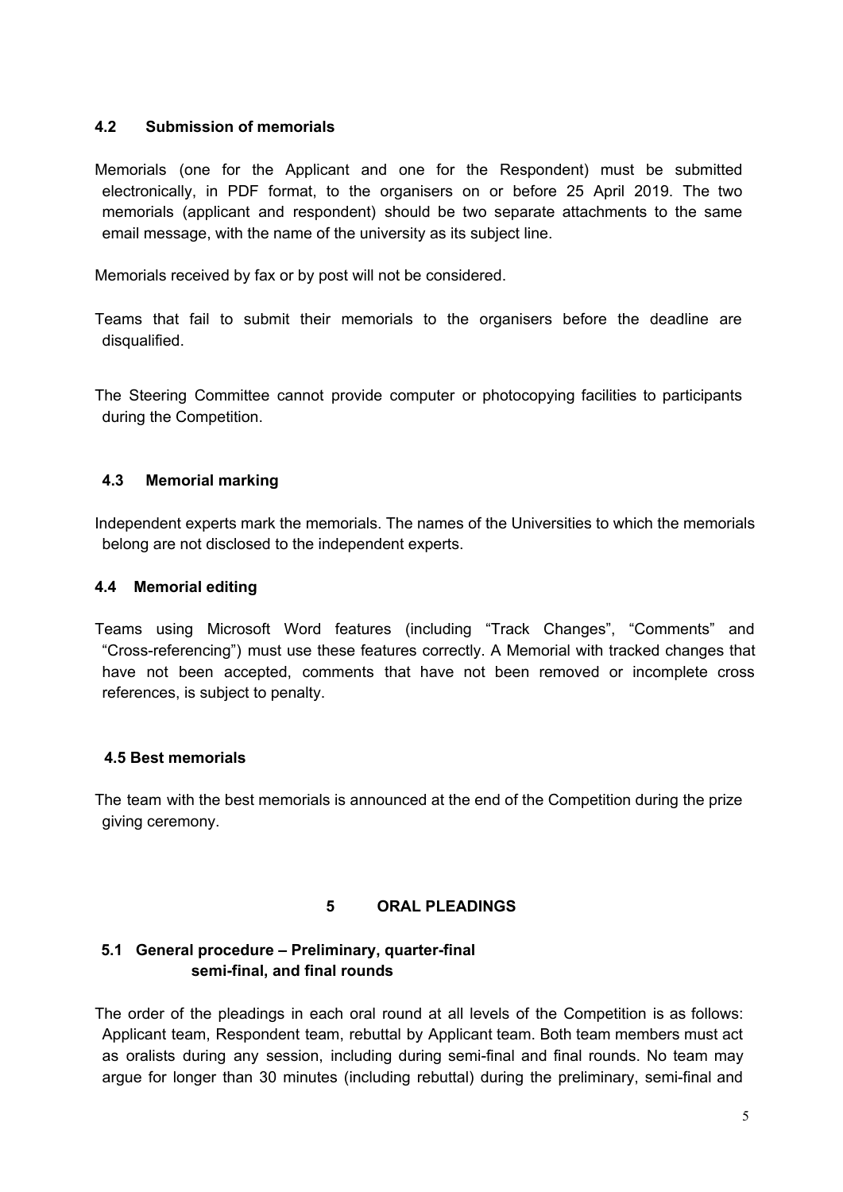### 4.2 Submission of memorials

Memorials (one for the Applicant and one for the Respondent) must be submitted electronically, in PDF format, to the organisers on or before 25 April 2019. The two memorials (applicant and respondent) should be two separate attachments to the same email message, with the name of the university as its subject line.

Memorials received by fax or by post will not be considered.

Teams that fail to submit their memorials to the organisers before the deadline are disqualified.

The Steering Committee cannot provide computer or photocopying facilities to participants during the Competition.

### 4.3 Memorial marking

Independent experts mark the memorials. The names of the Universities to which the memorials belong are not disclosed to the independent experts.

### 4.4 Memorial editing

Teams using Microsoft Word features (including "Track Changes", "Comments" and "Cross-referencing") must use these features correctly. A Memorial with tracked changes that have not been accepted, comments that have not been removed or incomplete cross references, is subject to penalty.

### 4.5 Best memorials

The team with the best memorials is announced at the end of the Competition during the prize giving ceremony.

## 5 ORAL PLEADINGS

### 5.1 General procedure – Preliminary, quarter-final semi-final, and final rounds

The order of the pleadings in each oral round at all levels of the Competition is as follows: Applicant team, Respondent team, rebuttal by Applicant team. Both team members must act as oralists during any session, including during semi-final and final rounds. No team may argue for longer than 30 minutes (including rebuttal) during the preliminary, semi-final and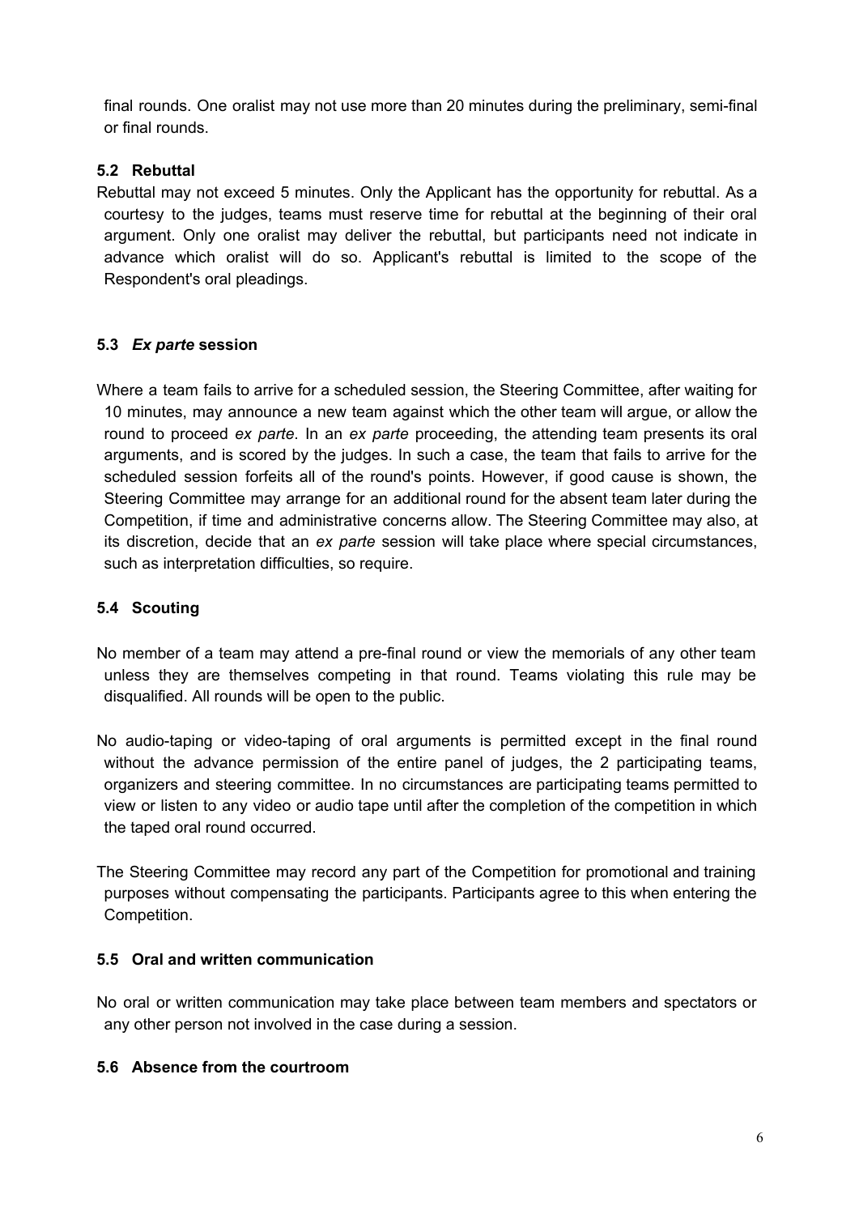final rounds. One oralist may not use more than 20 minutes during the preliminary, semi-final or final rounds.

### 5.2 Rebuttal

Rebuttal may not exceed 5 minutes. Only the Applicant has the opportunity for rebuttal. As a courtesy to the judges, teams must reserve time for rebuttal at the beginning of their oral argument. Only one oralist may deliver the rebuttal, but participants need not indicate in advance which oralist will do so. Applicant's rebuttal is limited to the scope of the Respondent's oral pleadings.

### 5.3 *Ex parte* session

Where a team fails to arrive for a scheduled session, the Steering Committee, after waiting for 10 minutes, may announce a new team against which the other team will argue, or allow the round to proceed *ex parte*. In an *ex parte* proceeding, the attending team presents its oral arguments, and is scored by the judges. In such a case, the team that fails to arrive for the scheduled session forfeits all of the round's points. However, if good cause is shown, the Steering Committee may arrange for an additional round for the absent team later during the Competition, if time and administrative concerns allow. The Steering Committee may also, at its discretion, decide that an *ex parte* session will take place where special circumstances, such as interpretation difficulties, so require.

### 5.4 Scouting

No member of a team may attend a pre-final round or view the memorials of any other team unless they are themselves competing in that round. Teams violating this rule may be disqualified. All rounds will be open to the public.

No audio-taping or video-taping of oral arguments is permitted except in the final round without the advance permission of the entire panel of judges, the 2 participating teams, organizers and steering committee. In no circumstances are participating teams permitted to view or listen to any video or audio tape until after the completion of the competition in which the taped oral round occurred.

The Steering Committee may record any part of the Competition for promotional and training purposes without compensating the participants. Participants agree to this when entering the Competition.

### 5.5 Oral and written communication

No oral or written communication may take place between team members and spectators or any other person not involved in the case during a session.

### 5.6 Absence from the courtroom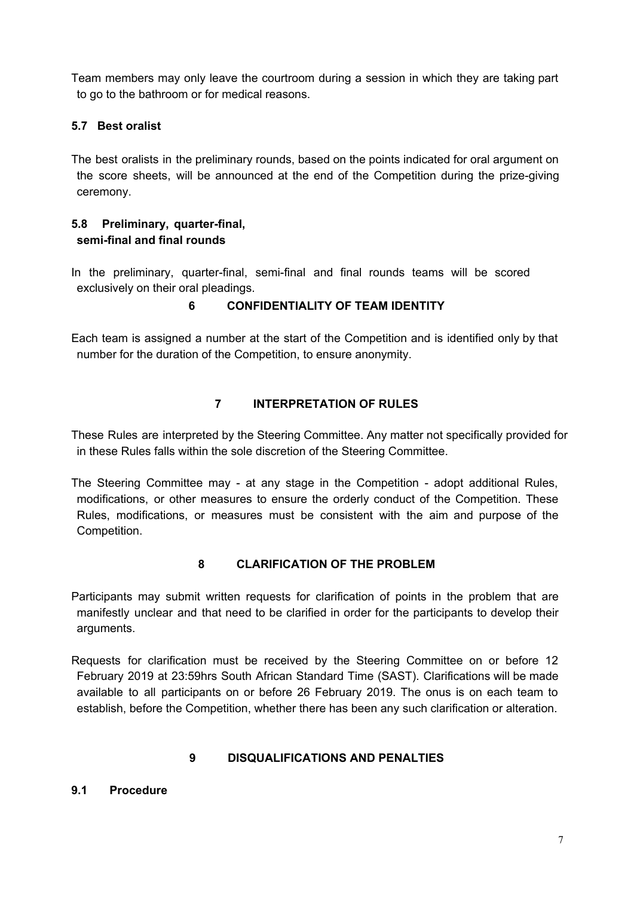Team members may only leave the courtroom during a session in which they are taking part to go to the bathroom or for medical reasons.

### 5.7 Best oralist

The best oralists in the preliminary rounds, based on the points indicated for oral argument on the score sheets, will be announced at the end of the Competition during the prize-giving ceremony.

### 5.8 Preliminary, quarter-final, semi-final and final rounds

In the preliminary, quarter-final, semi-final and final rounds teams will be scored exclusively on their oral pleadings.

## 6 CONFIDENTIALITY OF TEAM IDENTITY

Each team is assigned a number at the start of the Competition and is identified only by that number for the duration of the Competition, to ensure anonymity.

## 7 INTERPRETATION OF RULES

These Rules are interpreted by the Steering Committee. Any matter not specifically provided for in these Rules falls within the sole discretion of the Steering Committee.

The Steering Committee may - at any stage in the Competition - adopt additional Rules, modifications, or other measures to ensure the orderly conduct of the Competition. These Rules, modifications, or measures must be consistent with the aim and purpose of the Competition.

## 8 CLARIFICATION OF THE PROBLEM

Participants may submit written requests for clarification of points in the problem that are manifestly unclear and that need to be clarified in order for the participants to develop their arguments.

Requests for clarification must be received by the Steering Committee on or before 12 February 2019 at 23:59hrs South African Standard Time (SAST). Clarifications will be made available to all participants on or before 26 February 2019. The onus is on each team to establish, before the Competition, whether there has been any such clarification or alteration.

## 9 DISQUALIFICATIONS AND PENALTIES

### 9.1 Procedure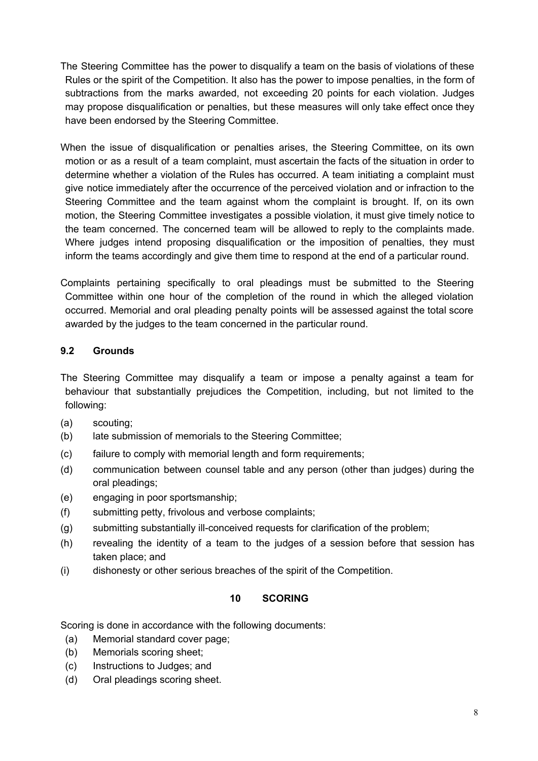The Steering Committee has the power to disqualify a team on the basis of violations of these Rules or the spirit of the Competition. It also has the power to impose penalties, in the form of subtractions from the marks awarded, not exceeding 20 points for each violation. Judges may propose disqualification or penalties, but these measures will only take effect once they have been endorsed by the Steering Committee.

When the issue of disqualification or penalties arises, the Steering Committee, on its own motion or as a result of a team complaint, must ascertain the facts of the situation in order to determine whether a violation of the Rules has occurred. A team initiating a complaint must give notice immediately after the occurrence of the perceived violation and or infraction to the Steering Committee and the team against whom the complaint is brought. If, on its own motion, the Steering Committee investigates a possible violation, it must give timely notice to the team concerned. The concerned team will be allowed to reply to the complaints made. Where judges intend proposing disqualification or the imposition of penalties, they must inform the teams accordingly and give them time to respond at the end of a particular round.

Complaints pertaining specifically to oral pleadings must be submitted to the Steering Committee within one hour of the completion of the round in which the alleged violation occurred. Memorial and oral pleading penalty points will be assessed against the total score awarded by the judges to the team concerned in the particular round.

### 9.2 Grounds

The Steering Committee may disqualify a team or impose a penalty against a team for behaviour that substantially prejudices the Competition, including, but not limited to the following:

(a) scouting;
(b) late submission of memorials to the Steering Committee;
(c) failure to comply with memorial length and form requirements;
(d) communication between counsel table and any person (other than judges) during the oral pleadings;
(e) engaging in poor sportsmanship;
(f) submitting petty, frivolous and verbose complaints;
(g) submitting substantially ill-conceived requests for clarification of the problem;
(h) revealing the identity of a team to the judges of a session before that session has taken place; and
(i) dishonesty or other serious breaches of the spirit of the Competition.

## 10 SCORING

Scoring is done in accordance with the following documents:

(a) Memorial standard cover page;
(b) Memorials scoring sheet;
(c) Instructions to Judges; and
(d) Oral pleadings scoring sheet.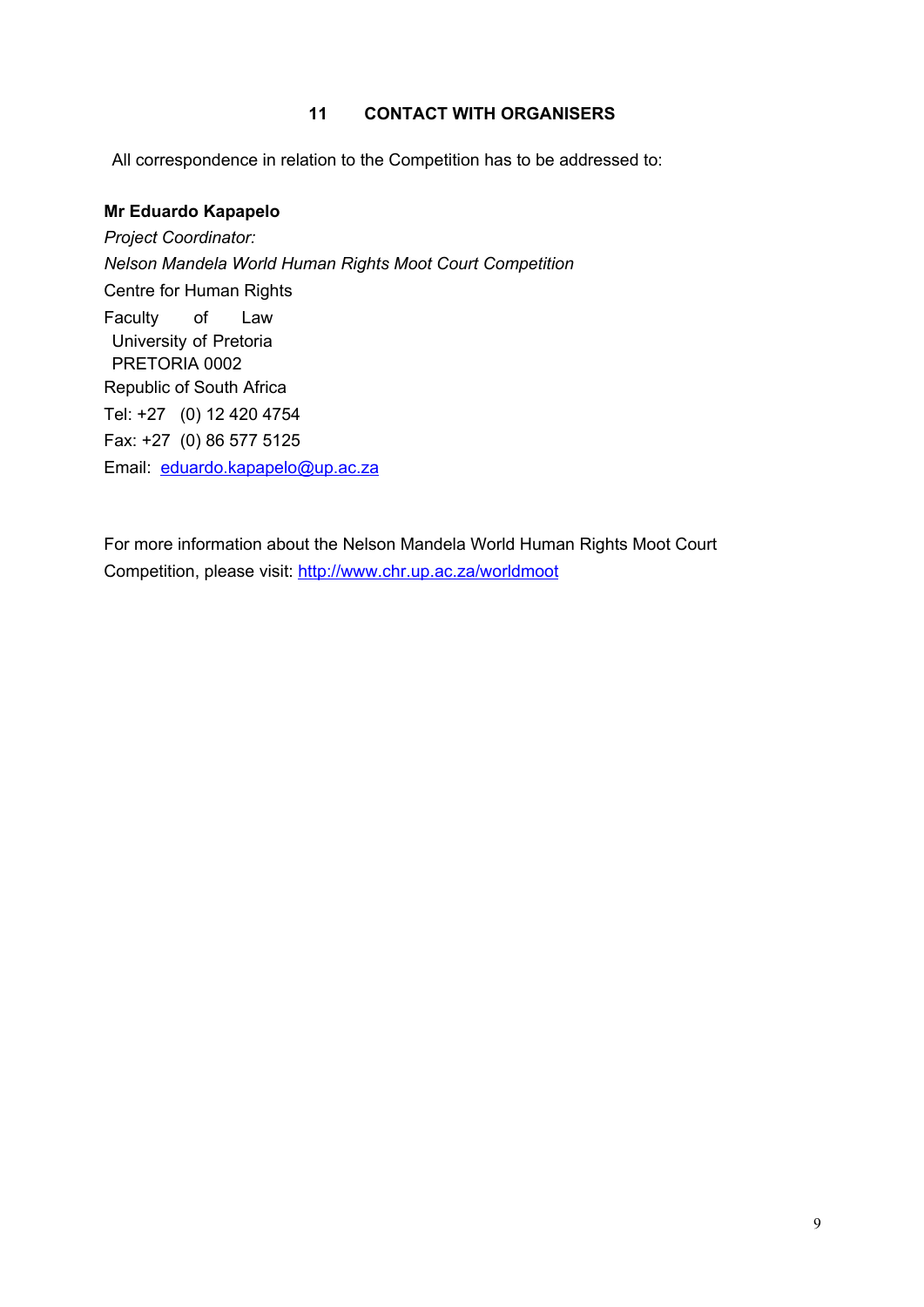## 11 CONTACT WITH ORGANISERS

All correspondence in relation to the Competition has to be addressed to:

**Mr Eduardo Kapapelo**
*Project Coordinator:*
*Nelson Mandela World Human Rights Moot Court Competition*
Centre for Human Rights
Faculty of Law
University of Pretoria
PRETORIA 0002
Republic of South Africa
Tel: +27 (0) 12 420 4754
Fax: +27 (0) 86 577 5125
Email: eduardo.kapapelo@up.ac.za

For more information about the Nelson Mandela World Human Rights Moot Court Competition, please visit: http://www.chr.up.ac.za/worldmoot